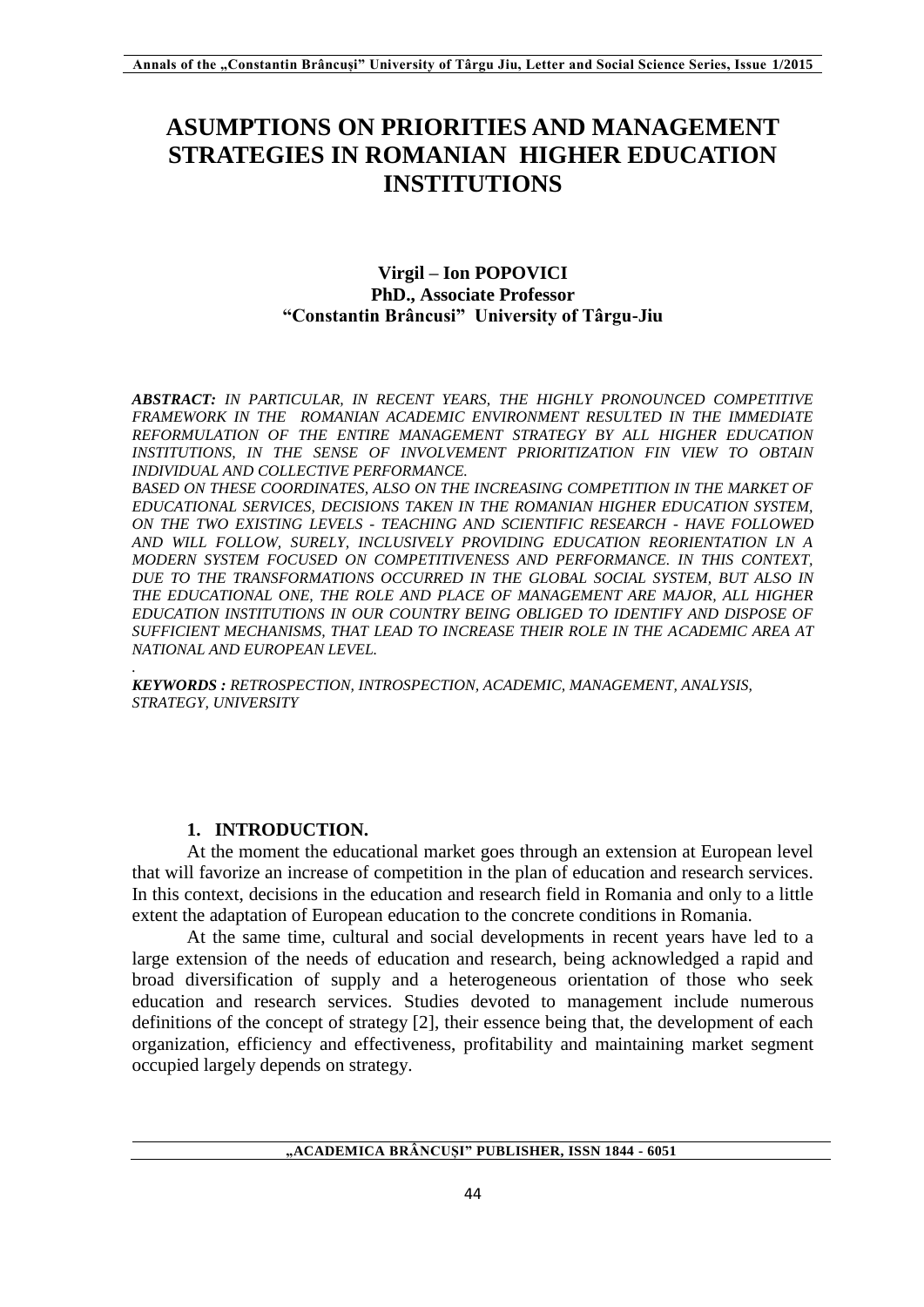# ASUMPTIONS ON PRIORITIES AND MANAGEMENT STRATEGIES IN ROMANIAN HIGHER EDUCATION INSTITUTIONS

**Virgil – Ion POPOVICI**
**PhD., Associate Professor**
**"Constantin Brâncusi" University of Târgu-Jiu**

***ABSTRACT:*** *IN PARTICULAR, IN RECENT YEARS, THE HIGHLY PRONOUNCED COMPETITIVE FRAMEWORK IN THE ROMANIAN ACADEMIC ENVIRONMENT RESULTED IN THE IMMEDIATE REFORMULATION OF THE ENTIRE MANAGEMENT STRATEGY BY ALL HIGHER EDUCATION INSTITUTIONS, IN THE SENSE OF INVOLVEMENT PRIORITIZATION FIN VIEW TO OBTAIN INDIVIDUAL AND COLLECTIVE PERFORMANCE.*

*BASED ON THESE COORDINATES, ALSO ON THE INCREASING COMPETITION IN THE MARKET OF EDUCATIONAL SERVICES, DECISIONS TAKEN IN THE ROMANIAN HIGHER EDUCATION SYSTEM, ON THE TWO EXISTING LEVELS - TEACHING AND SCIENTIFIC RESEARCH - HAVE FOLLOWED AND WILL FOLLOW, SURELY, INCLUSIVELY PROVIDING EDUCATION REORIENTATION LN A MODERN SYSTEM FOCUSED ON COMPETITIVENESS AND PERFORMANCE. IN THIS CONTEXT, DUE TO THE TRANSFORMATIONS OCCURRED IN THE GLOBAL SOCIAL SYSTEM, BUT ALSO IN THE EDUCATIONAL ONE, THE ROLE AND PLACE OF MANAGEMENT ARE MAJOR, ALL HIGHER EDUCATION INSTITUTIONS IN OUR COUNTRY BEING OBLIGED TO IDENTIFY AND DISPOSE OF SUFFICIENT MECHANISMS, THAT LEAD TO INCREASE THEIR ROLE IN THE ACADEMIC AREA AT NATIONAL AND EUROPEAN LEVEL.*

***KEYWORDS :*** *RETROSPECTION, INTROSPECTION, ACADEMIC, MANAGEMENT, ANALYSIS, STRATEGY, UNIVERSITY*

## 1. INTRODUCTION.

At the moment the educational market goes through an extension at European level that will favorize an increase of competition in the plan of education and research services. In this context, decisions in the education and research field in Romania and only to a little extent the adaptation of European education to the concrete conditions in Romania.

At the same time, cultural and social developments in recent years have led to a large extension of the needs of education and research, being acknowledged a rapid and broad diversification of supply and a heterogeneous orientation of those who seek education and research services. Studies devoted to management include numerous definitions of the concept of strategy [2], their essence being that, the development of each organization, efficiency and effectiveness, profitability and maintaining market segment occupied largely depends on strategy.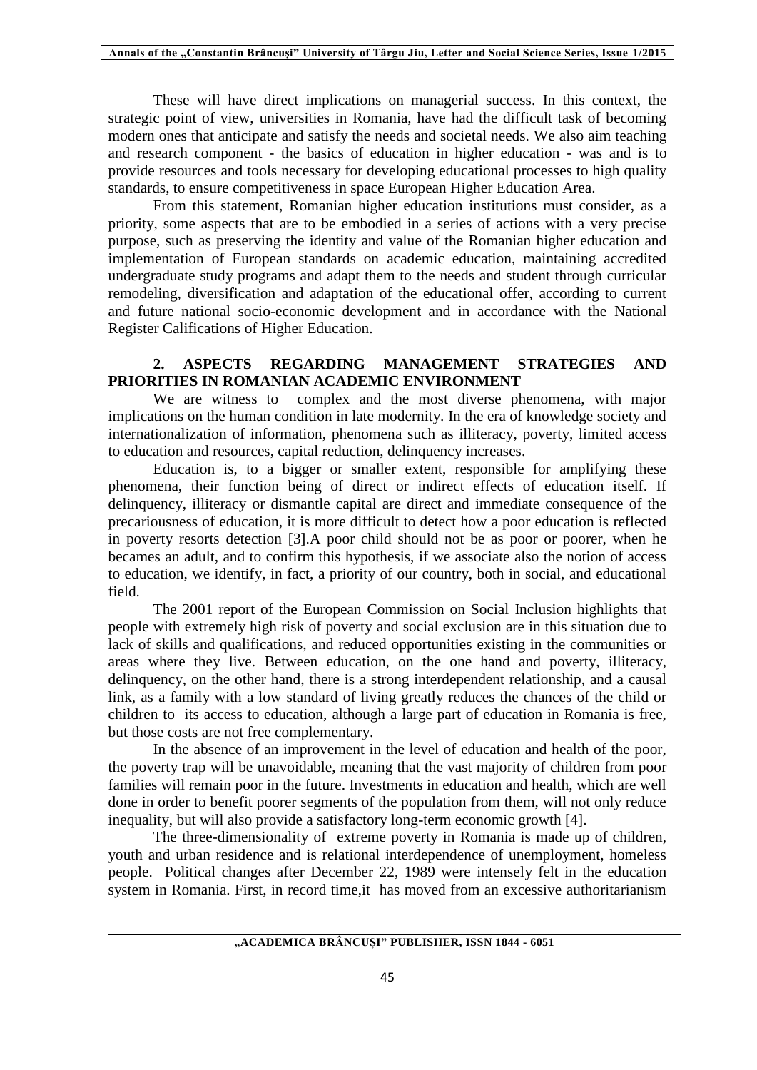These will have direct implications on managerial success. In this context, the strategic point of view, universities in Romania, have had the difficult task of becoming modern ones that anticipate and satisfy the needs and societal needs. We also aim teaching and research component - the basics of education in higher education - was and is to provide resources and tools necessary for developing educational processes to high quality standards, to ensure competitiveness in space European Higher Education Area.

From this statement, Romanian higher education institutions must consider, as a priority, some aspects that are to be embodied in a series of actions with a very precise purpose, such as preserving the identity and value of the Romanian higher education and implementation of European standards on academic education, maintaining accredited undergraduate study programs and adapt them to the needs and student through curricular remodeling, diversification and adaptation of the educational offer, according to current and future national socio-economic development and in accordance with the National Register Califications of Higher Education.

## 2. ASPECTS REGARDING MANAGEMENT STRATEGIES AND PRIORITIES IN ROMANIAN ACADEMIC ENVIRONMENT

We are witness to complex and the most diverse phenomena, with major implications on the human condition in late modernity. In the era of knowledge society and internationalization of information, phenomena such as illiteracy, poverty, limited access to education and resources, capital reduction, delinquency increases.

Education is, to a bigger or smaller extent, responsible for amplifying these phenomena, their function being of direct or indirect effects of education itself. If delinquency, illiteracy or dismantle capital are direct and immediate consequence of the precariousness of education, it is more difficult to detect how a poor education is reflected in poverty resorts detection [3].A poor child should not be as poor or poorer, when he becames an adult, and to confirm this hypothesis, if we associate also the notion of access to education, we identify, in fact, a priority of our country, both in social, and educational field.

The 2001 report of the European Commission on Social Inclusion highlights that people with extremely high risk of poverty and social exclusion are in this situation due to lack of skills and qualifications, and reduced opportunities existing in the communities or areas where they live. Between education, on the one hand and poverty, illiteracy, delinquency, on the other hand, there is a strong interdependent relationship, and a causal link, as a family with a low standard of living greatly reduces the chances of the child or children to its access to education, although a large part of education in Romania is free, but those costs are not free complementary.

In the absence of an improvement in the level of education and health of the poor, the poverty trap will be unavoidable, meaning that the vast majority of children from poor families will remain poor in the future. Investments in education and health, which are well done in order to benefit poorer segments of the population from them, will not only reduce inequality, but will also provide a satisfactory long-term economic growth [4].

The three-dimensionality of extreme poverty in Romania is made up of children, youth and urban residence and is relational interdependence of unemployment, homeless people. Political changes after December 22, 1989 were intensely felt in the education system in Romania. First, in record time,it has moved from an excessive authoritarianism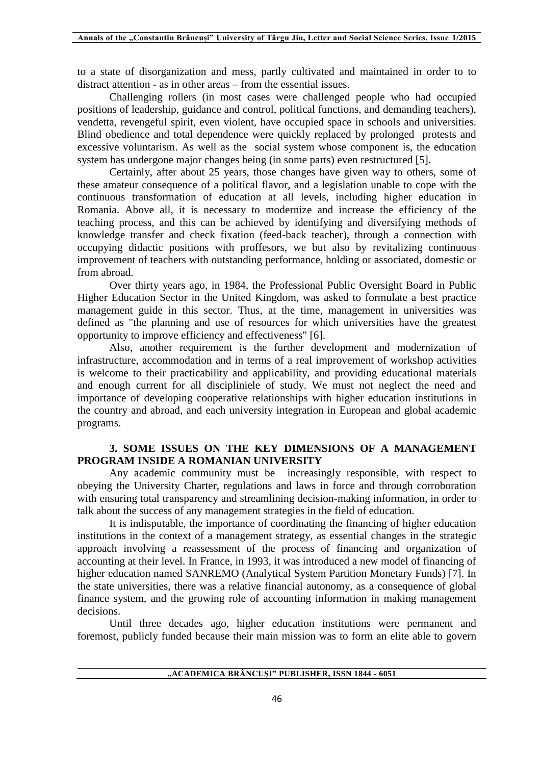to a state of disorganization and mess, partly cultivated and maintained in order to to distract attention - as in other areas – from the essential issues.

Challenging rollers (in most cases were challenged people who had occupied positions of leadership, guidance and control, political functions, and demanding teachers), vendetta, revengeful spirit, even violent, have occupied space in schools and universities. Blind obedience and total dependence were quickly replaced by prolonged protests and excessive voluntarism. As well as the social system whose component is, the education system has undergone major changes being (in some parts) even restructured [5].

Certainly, after about 25 years, those changes have given way to others, some of these amateur consequence of a political flavor, and a legislation unable to cope with the continuous transformation of education at all levels, including higher education in Romania. Above all, it is necessary to modernize and increase the efficiency of the teaching process, and this can be achieved by identifying and diversifying methods of knowledge transfer and check fixation (feed-back teacher), through a connection with occupying didactic positions with proffesors, we but also by revitalizing continuous improvement of teachers with outstanding performance, holding or associated, domestic or from abroad.

Over thirty years ago, in 1984, the Professional Public Oversight Board in Public Higher Education Sector in the United Kingdom, was asked to formulate a best practice management guide in this sector. Thus, at the time, management in universities was defined as "the planning and use of resources for which universities have the greatest opportunity to improve efficiency and effectiveness" [6].

Also, another requirement is the further development and modernization of infrastructure, accommodation and in terms of a real improvement of workshop activities is welcome to their practicability and applicability, and providing educational materials and enough current for all disciplinele of study. We must not neglect the need and importance of developing cooperative relationships with higher education institutions in the country and abroad, and each university integration in European and global academic programs.

## 3. SOME ISSUES ON THE KEY DIMENSIONS OF A MANAGEMENT PROGRAM INSIDE A ROMANIAN UNIVERSITY

Any academic community must be increasingly responsible, with respect to obeying the University Charter, regulations and laws in force and through corroboration with ensuring total transparency and streamlining decision-making information, in order to talk about the success of any management strategies in the field of education.

It is indisputable, the importance of coordinating the financing of higher education institutions in the context of a management strategy, as essential changes in the strategic approach involving a reassessment of the process of financing and organization of accounting at their level. In France, in 1993, it was introduced a new model of financing of higher education named SANREMO (Analytical System Partition Monetary Funds) [7]. In the state universities, there was a relative financial autonomy, as a consequence of global finance system, and the growing role of accounting information in making management decisions.

Until three decades ago, higher education institutions were permanent and foremost, publicly funded because their main mission was to form an elite able to govern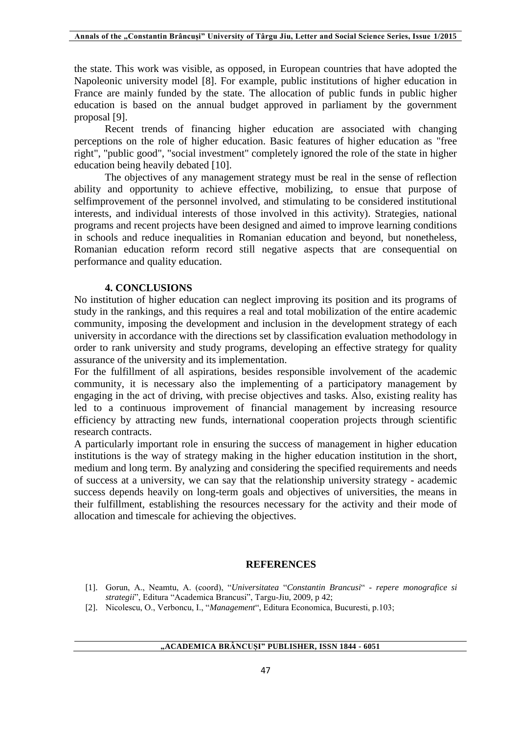the state. This work was visible, as opposed, in European countries that have adopted the Napoleonic university model [8]. For example, public institutions of higher education in France are mainly funded by the state. The allocation of public funds in public higher education is based on the annual budget approved in parliament by the government proposal [9].

Recent trends of financing higher education are associated with changing perceptions on the role of higher education. Basic features of higher education as "free right", "public good", "social investment" completely ignored the role of the state in higher education being heavily debated [10].

The objectives of any management strategy must be real in the sense of reflection ability and opportunity to achieve effective, mobilizing, to ensue that purpose of selfimprovement of the personnel involved, and stimulating to be considered institutional interests, and individual interests of those involved in this activity). Strategies, national programs and recent projects have been designed and aimed to improve learning conditions in schools and reduce inequalities in Romanian education and beyond, but nonetheless, Romanian education reform record still negative aspects that are consequential on performance and quality education.

## 4. CONCLUSIONS

No institution of higher education can neglect improving its position and its programs of study in the rankings, and this requires a real and total mobilization of the entire academic community, imposing the development and inclusion in the development strategy of each university in accordance with the directions set by classification evaluation methodology in order to rank university and study programs, developing an effective strategy for quality assurance of the university and its implementation.

For the fulfillment of all aspirations, besides responsible involvement of the academic community, it is necessary also the implementing of a participatory management by engaging in the act of driving, with precise objectives and tasks. Also, existing reality has led to a continuous improvement of financial management by increasing resource efficiency by attracting new funds, international cooperation projects through scientific research contracts.

A particularly important role in ensuring the success of management in higher education institutions is the way of strategy making in the higher education institution in the short, medium and long term. By analyzing and considering the specified requirements and needs of success at a university, we can say that the relationship university strategy - academic success depends heavily on long-term goals and objectives of universities, the means in their fulfillment, establishing the resources necessary for the activity and their mode of allocation and timescale for achieving the objectives.

## REFERENCES

[1]. Gorun, A., Neamtu, A. (coord), "*Universitatea* "*Constantin Brancusi*" *- repere monografice si strategii*", Editura "Academica Brancusi", Targu-Jiu, 2009, p 42;

[2]. Nicolescu, O., Verboncu, I., "*Management*", Editura Economica, Bucuresti, p.103;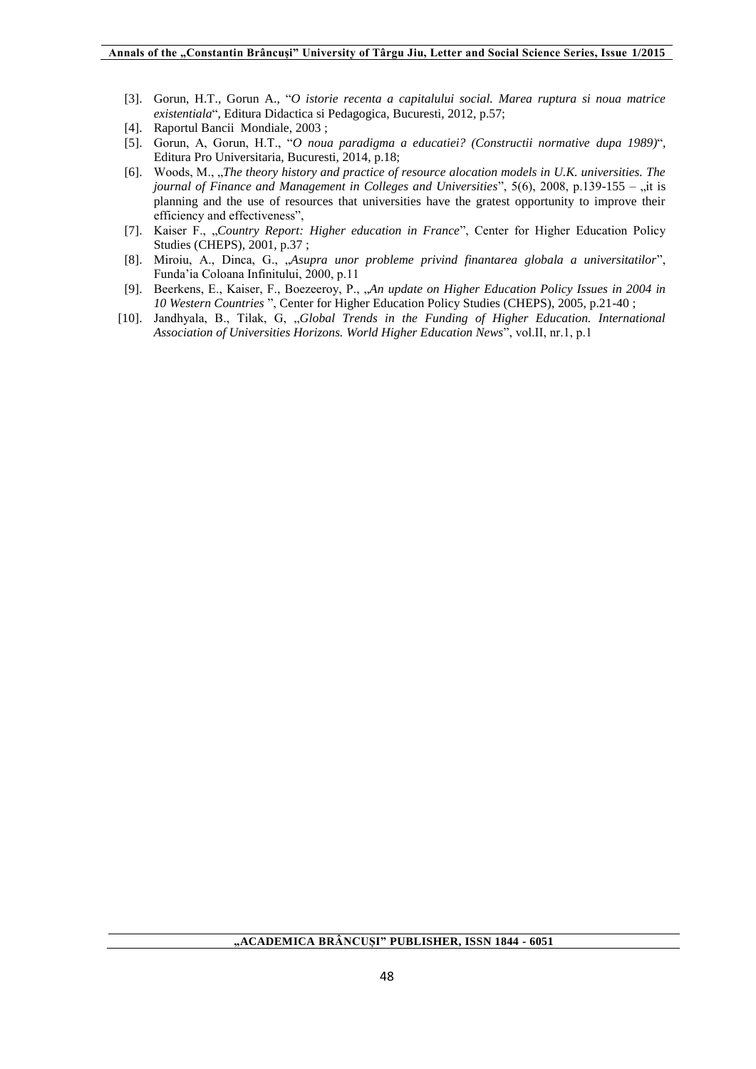[3]. Gorun, H.T., Gorun A., "*O istorie recenta a capitalului social. Marea ruptura si noua matrice existentiala*", Editura Didactica si Pedagogica, Bucuresti, 2012, p.57;

[4]. Raportul Bancii Mondiale, 2003 ;

[5]. Gorun, A, Gorun, H.T., "*O noua paradigma a educatiei? (Constructii normative dupa 1989)*", Editura Pro Universitaria, Bucuresti, 2014, p.18;

[6]. Woods, M., „*The theory history and practice of resource alocation models in U.K. universities. The journal of Finance and Management in Colleges and Universities*", 5(6), 2008, p.139-155 – „it is planning and the use of resources that universities have the gratest opportunity to improve their efficiency and effectiveness",

[7]. Kaiser F., „*Country Report: Higher education in France*", Center for Higher Education Policy Studies (CHEPS), 2001, p.37 ;

[8]. Miroiu, A., Dinca, G., „*Asupra unor probleme privind finantarea globala a universitatilor*", Funda'ia Coloana Infinitului, 2000, p.11

[9]. Beerkens, E., Kaiser, F., Boezeeroy, P., „*An update on Higher Education Policy Issues in 2004 in 10 Western Countries* ", Center for Higher Education Policy Studies (CHEPS), 2005, p.21-40 ;

[10]. Jandhyala, B., Tilak, G, „*Global Trends in the Funding of Higher Education. International Association of Universities Horizons. World Higher Education News*", vol.II, nr.1, p.1